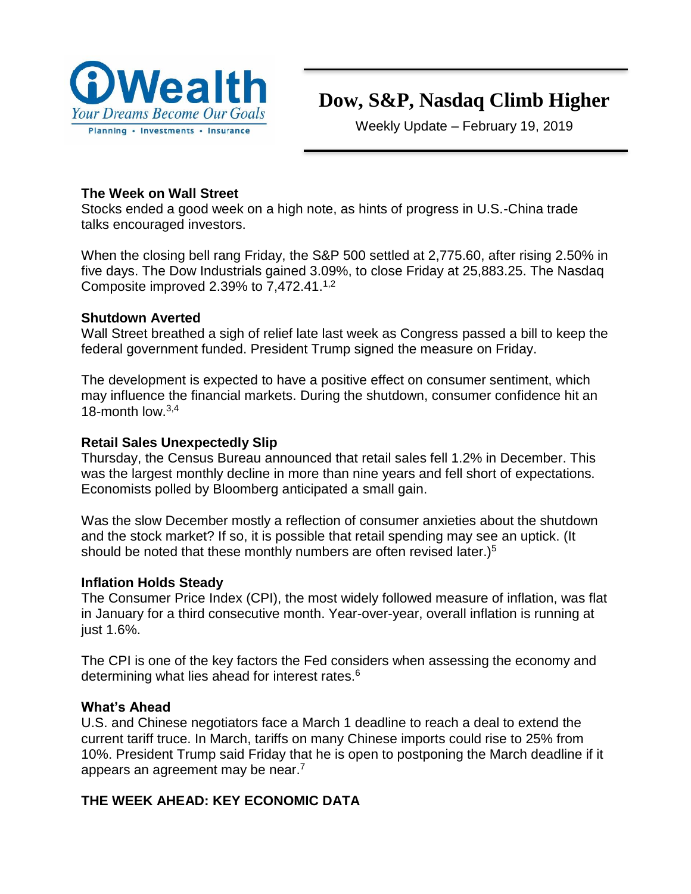iWealth
*Your Dreams Become Our Goals*
Planning • Investments • Insurance

# Dow, S&P, Nasdaq Climb Higher

Weekly Update – February 19, 2019

### The Week on Wall Street

Stocks ended a good week on a high note, as hints of progress in U.S.-China trade talks encouraged investors.

When the closing bell rang Friday, the S&P 500 settled at 2,775.60, after rising 2.50% in five days. The Dow Industrials gained 3.09%, to close Friday at 25,883.25. The Nasdaq Composite improved 2.39% to 7,472.41.[1,2]

### Shutdown Averted

Wall Street breathed a sigh of relief late last week as Congress passed a bill to keep the federal government funded. President Trump signed the measure on Friday.

The development is expected to have a positive effect on consumer sentiment, which may influence the financial markets. During the shutdown, consumer confidence hit an 18-month low.[3,4]

### Retail Sales Unexpectedly Slip

Thursday, the Census Bureau announced that retail sales fell 1.2% in December. This was the largest monthly decline in more than nine years and fell short of expectations. Economists polled by Bloomberg anticipated a small gain.

Was the slow December mostly a reflection of consumer anxieties about the shutdown and the stock market? If so, it is possible that retail spending may see an uptick. (It should be noted that these monthly numbers are often revised later.)[5]

### Inflation Holds Steady

The Consumer Price Index (CPI), the most widely followed measure of inflation, was flat in January for a third consecutive month. Year-over-year, overall inflation is running at just 1.6%.

The CPI is one of the key factors the Fed considers when assessing the economy and determining what lies ahead for interest rates.[6]

### What's Ahead

U.S. and Chinese negotiators face a March 1 deadline to reach a deal to extend the current tariff truce. In March, tariffs on many Chinese imports could rise to 25% from 10%. President Trump said Friday that he is open to postponing the March deadline if it appears an agreement may be near.[7]

### THE WEEK AHEAD: KEY ECONOMIC DATA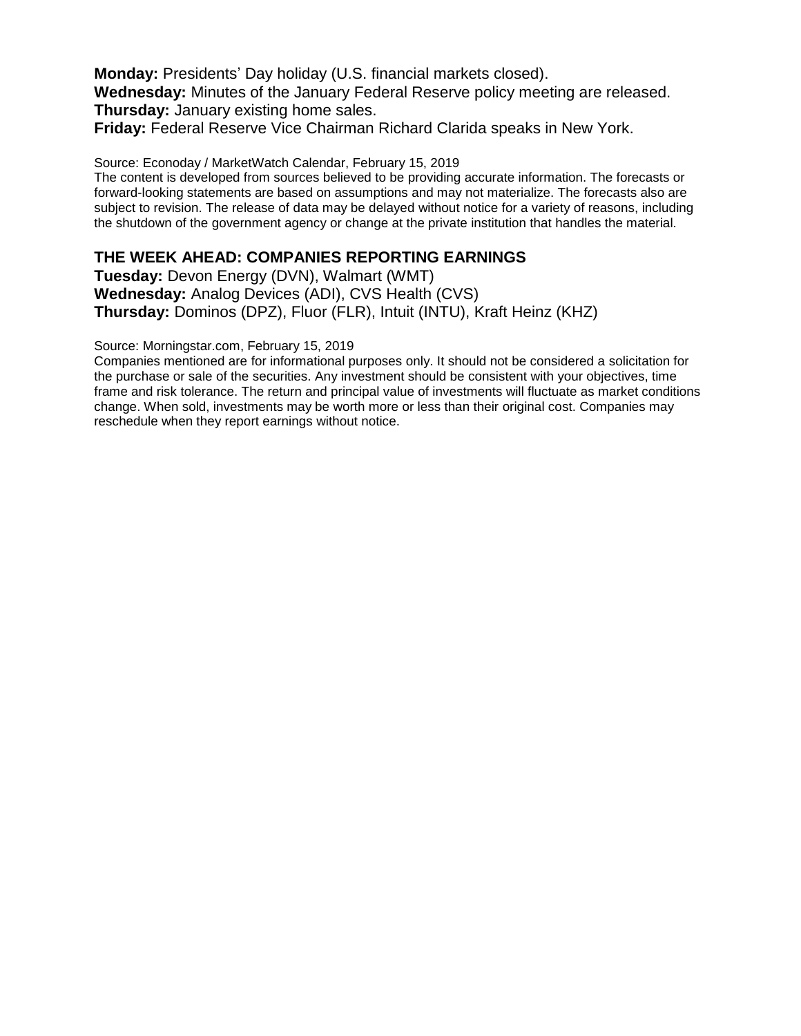**Monday:** Presidents' Day holiday (U.S. financial markets closed).
**Wednesday:** Minutes of the January Federal Reserve policy meeting are released.
**Thursday:** January existing home sales.
**Friday:** Federal Reserve Vice Chairman Richard Clarida speaks in New York.

Source: Econoday / MarketWatch Calendar, February 15, 2019
The content is developed from sources believed to be providing accurate information. The forecasts or forward-looking statements are based on assumptions and may not materialize. The forecasts also are subject to revision. The release of data may be delayed without notice for a variety of reasons, including the shutdown of the government agency or change at the private institution that handles the material.

## THE WEEK AHEAD: COMPANIES REPORTING EARNINGS

**Tuesday:** Devon Energy (DVN), Walmart (WMT)
**Wednesday:** Analog Devices (ADI), CVS Health (CVS)
**Thursday:** Dominos (DPZ), Fluor (FLR), Intuit (INTU), Kraft Heinz (KHZ)

Source: Morningstar.com, February 15, 2019
Companies mentioned are for informational purposes only. It should not be considered a solicitation for the purchase or sale of the securities. Any investment should be consistent with your objectives, time frame and risk tolerance. The return and principal value of investments will fluctuate as market conditions change. When sold, investments may be worth more or less than their original cost. Companies may reschedule when they report earnings without notice.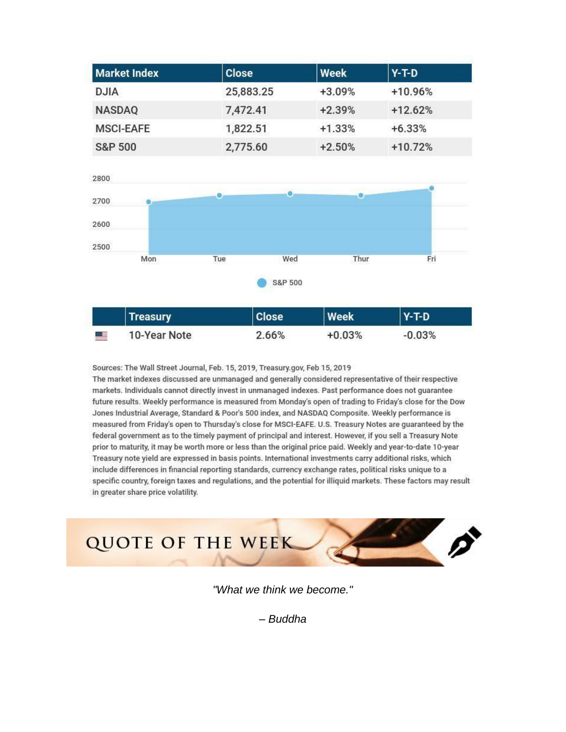| Market Index | Close | Week | Y-T-D |
|---|---|---|---|
| DJIA | 25,883.25 | +3.09% | +10.96% |
| NASDAQ | 7,472.41 | +2.39% | +12.62% |
| MSCI-EAFE | 1,822.51 | +1.33% | +6.33% |
| S&P 500 | 2,775.60 | +2.50% | +10.72% |

| | Treasury | Close | Week | Y-T-D |
|---|---|---|---|---|
| | 10-Year Note | 2.66% | +0.03% | -0.03% |

Sources: The Wall Street Journal, Feb. 15, 2019, Treasury.gov, Feb 15, 2019
The market indexes discussed are unmanaged and generally considered representative of their respective markets. Individuals cannot directly invest in unmanaged indexes. Past performance does not guarantee future results. Weekly performance is measured from Monday's open of trading to Friday's close for the Dow Jones Industrial Average, Standard & Poor's 500 index, and NASDAQ Composite. Weekly performance is measured from Friday's open to Thursday's close for MSCI-EAFE. U.S. Treasury Notes are guaranteed by the federal government as to the timely payment of principal and interest. However, if you sell a Treasury Note prior to maturity, it may be worth more or less than the original price paid. Weekly and year-to-date 10-year Treasury note yield are expressed in basis points. International investments carry additional risks, which include differences in financial reporting standards, currency exchange rates, political risks unique to a specific country, foreign taxes and regulations, and the potential for illiquid markets. These factors may result in greater share price volatility.

## QUOTE OF THE WEEK

*"What we think we become."*

*– Buddha*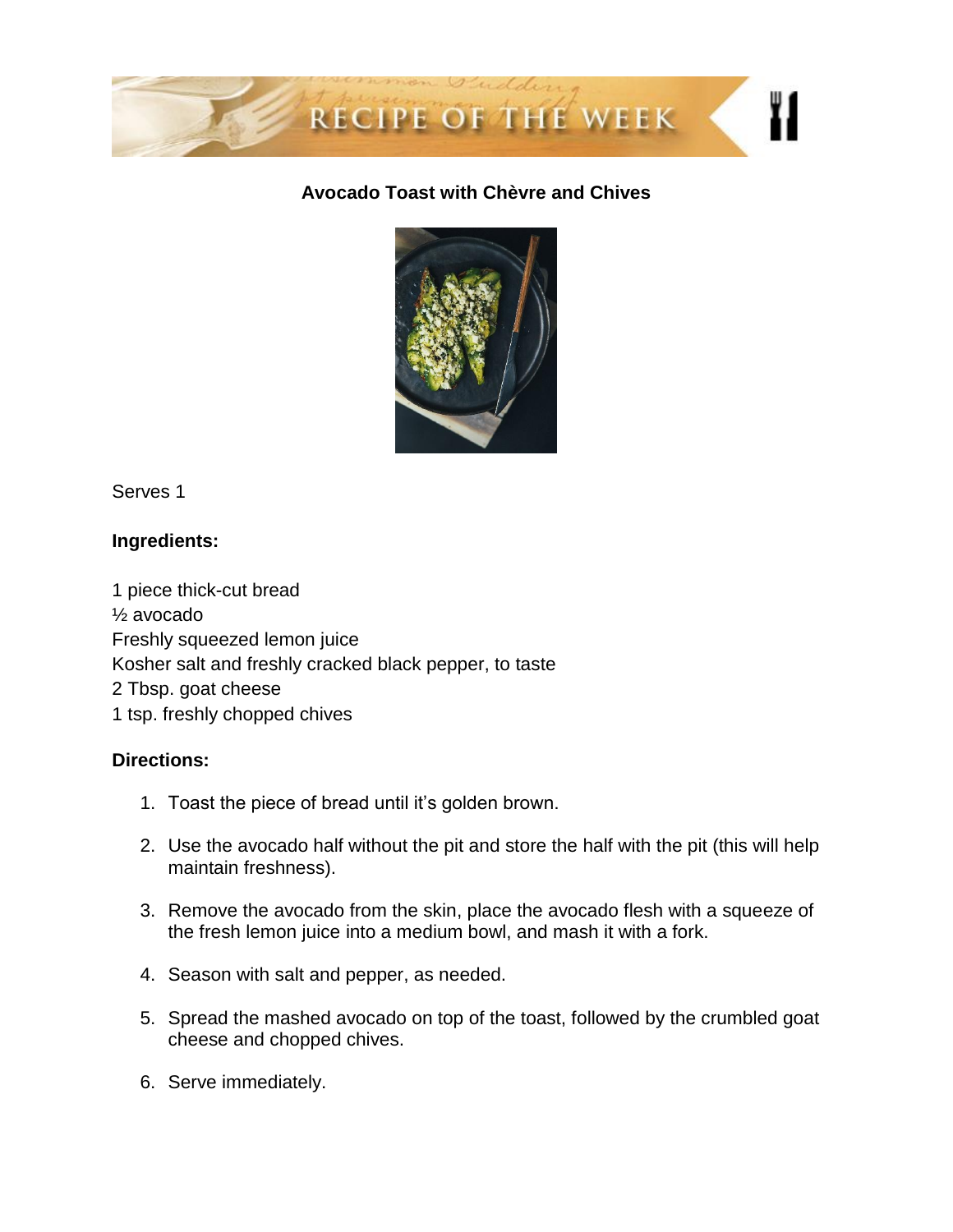# RECIPE OF THE WEEK

## Avocado Toast with Chèvre and Chives

Serves 1

**Ingredients:**

1 piece thick-cut bread
½ avocado
Freshly squeezed lemon juice
Kosher salt and freshly cracked black pepper, to taste
2 Tbsp. goat cheese
1 tsp. freshly chopped chives

**Directions:**

1. Toast the piece of bread until it's golden brown.
2. Use the avocado half without the pit and store the half with the pit (this will help maintain freshness).
3. Remove the avocado from the skin, place the avocado flesh with a squeeze of the fresh lemon juice into a medium bowl, and mash it with a fork.
4. Season with salt and pepper, as needed.
5. Spread the mashed avocado on top of the toast, followed by the crumbled goat cheese and chopped chives.
6. Serve immediately.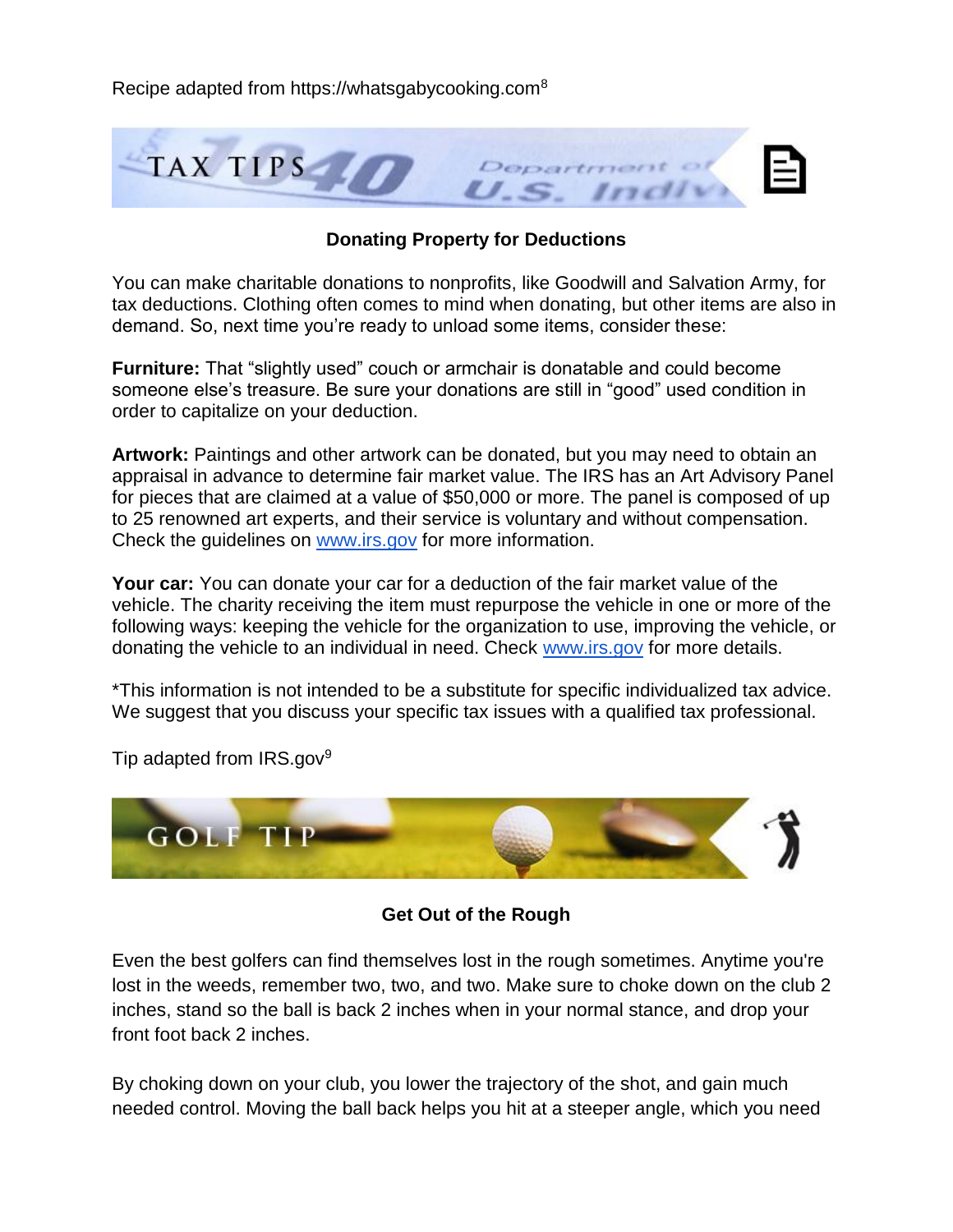Recipe adapted from https://whatsgabycooking.com[8]

TAX TIPS

## Donating Property for Deductions

You can make charitable donations to nonprofits, like Goodwill and Salvation Army, for tax deductions. Clothing often comes to mind when donating, but other items are also in demand. So, next time you're ready to unload some items, consider these:

**Furniture:** That "slightly used" couch or armchair is donatable and could become someone else's treasure. Be sure your donations are still in "good" used condition in order to capitalize on your deduction.

**Artwork:** Paintings and other artwork can be donated, but you may need to obtain an appraisal in advance to determine fair market value. The IRS has an Art Advisory Panel for pieces that are claimed at a value of $50,000 or more. The panel is composed of up to 25 renowned art experts, and their service is voluntary and without compensation. Check the guidelines on www.irs.gov for more information.

**Your car:** You can donate your car for a deduction of the fair market value of the vehicle. The charity receiving the item must repurpose the vehicle in one or more of the following ways: keeping the vehicle for the organization to use, improving the vehicle, or donating the vehicle to an individual in need. Check www.irs.gov for more details.

*This information is not intended to be a substitute for specific individualized tax advice. We suggest that you discuss your specific tax issues with a qualified tax professional.

Tip adapted from IRS.gov[9]

GOLF TIP

## Get Out of the Rough

Even the best golfers can find themselves lost in the rough sometimes. Anytime you're lost in the weeds, remember two, two, and two. Make sure to choke down on the club 2 inches, stand so the ball is back 2 inches when in your normal stance, and drop your front foot back 2 inches.

By choking down on your club, you lower the trajectory of the shot, and gain much needed control. Moving the ball back helps you hit at a steeper angle, which you need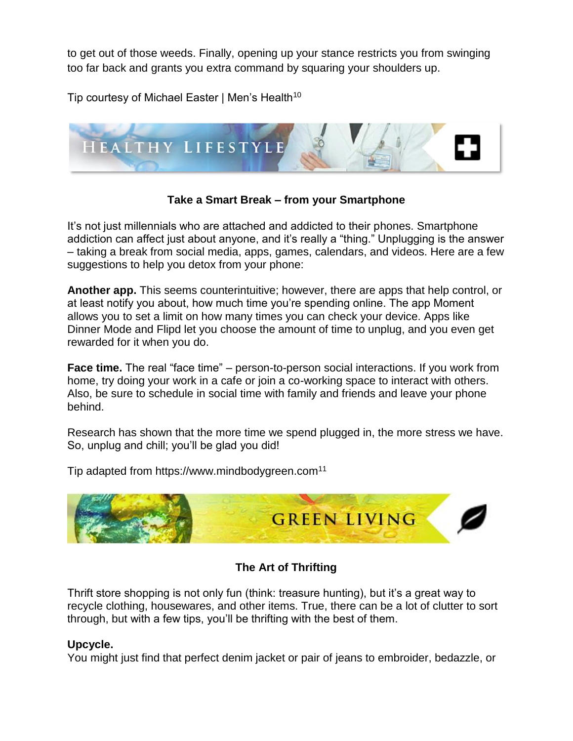to get out of those weeds. Finally, opening up your stance restricts you from swinging too far back and grants you extra command by squaring your shoulders up.

Tip courtesy of Michael Easter | Men's Health[10]

## HEALTHY LIFESTYLE

### Take a Smart Break – from your Smartphone

It's not just millennials who are attached and addicted to their phones. Smartphone addiction can affect just about anyone, and it's really a "thing." Unplugging is the answer – taking a break from social media, apps, games, calendars, and videos. Here are a few suggestions to help you detox from your phone:

**Another app.** This seems counterintuitive; however, there are apps that help control, or at least notify you about, how much time you're spending online. The app Moment allows you to set a limit on how many times you can check your device. Apps like Dinner Mode and Flipd let you choose the amount of time to unplug, and you even get rewarded for it when you do.

**Face time.** The real "face time" – person-to-person social interactions. If you work from home, try doing your work in a cafe or join a co-working space to interact with others. Also, be sure to schedule in social time with family and friends and leave your phone behind.

Research has shown that the more time we spend plugged in, the more stress we have. So, unplug and chill; you'll be glad you did!

Tip adapted from https://www.mindbodygreen.com[11]

## GREEN LIVING

### The Art of Thrifting

Thrift store shopping is not only fun (think: treasure hunting), but it's a great way to recycle clothing, housewares, and other items. True, there can be a lot of clutter to sort through, but with a few tips, you'll be thrifting with the best of them.

**Upcycle.**
You might just find that perfect denim jacket or pair of jeans to embroider, bedazzle, or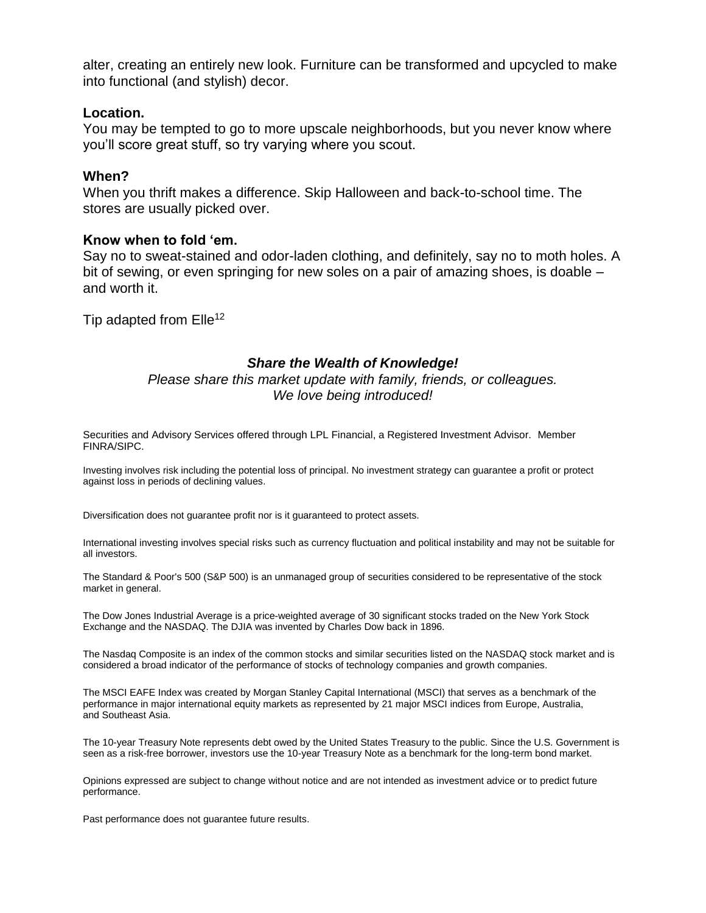alter, creating an entirely new look. Furniture can be transformed and upcycled to make into functional (and stylish) decor.

**Location.**
You may be tempted to go to more upscale neighborhoods, but you never know where you'll score great stuff, so try varying where you scout.

**When?**
When you thrift makes a difference. Skip Halloween and back-to-school time. The stores are usually picked over.

**Know when to fold 'em.**
Say no to sweat-stained and odor-laden clothing, and definitely, say no to moth holes. A bit of sewing, or even springing for new soles on a pair of amazing shoes, is doable – and worth it.

Tip adapted from Elle[12]

***Share the Wealth of Knowledge!***

*Please share this market update with family, friends, or colleagues.*
*We love being introduced!*

Securities and Advisory Services offered through LPL Financial, a Registered Investment Advisor. Member FINRA/SIPC.

Investing involves risk including the potential loss of principal. No investment strategy can guarantee a profit or protect against loss in periods of declining values.

Diversification does not guarantee profit nor is it guaranteed to protect assets.

International investing involves special risks such as currency fluctuation and political instability and may not be suitable for all investors.

The Standard & Poor's 500 (S&P 500) is an unmanaged group of securities considered to be representative of the stock market in general.

The Dow Jones Industrial Average is a price-weighted average of 30 significant stocks traded on the New York Stock Exchange and the NASDAQ. The DJIA was invented by Charles Dow back in 1896.

The Nasdaq Composite is an index of the common stocks and similar securities listed on the NASDAQ stock market and is considered a broad indicator of the performance of stocks of technology companies and growth companies.

The MSCI EAFE Index was created by Morgan Stanley Capital International (MSCI) that serves as a benchmark of the performance in major international equity markets as represented by 21 major MSCI indices from Europe, Australia, and Southeast Asia.

The 10-year Treasury Note represents debt owed by the United States Treasury to the public. Since the U.S. Government is seen as a risk-free borrower, investors use the 10-year Treasury Note as a benchmark for the long-term bond market.

Opinions expressed are subject to change without notice and are not intended as investment advice or to predict future performance.

Past performance does not guarantee future results.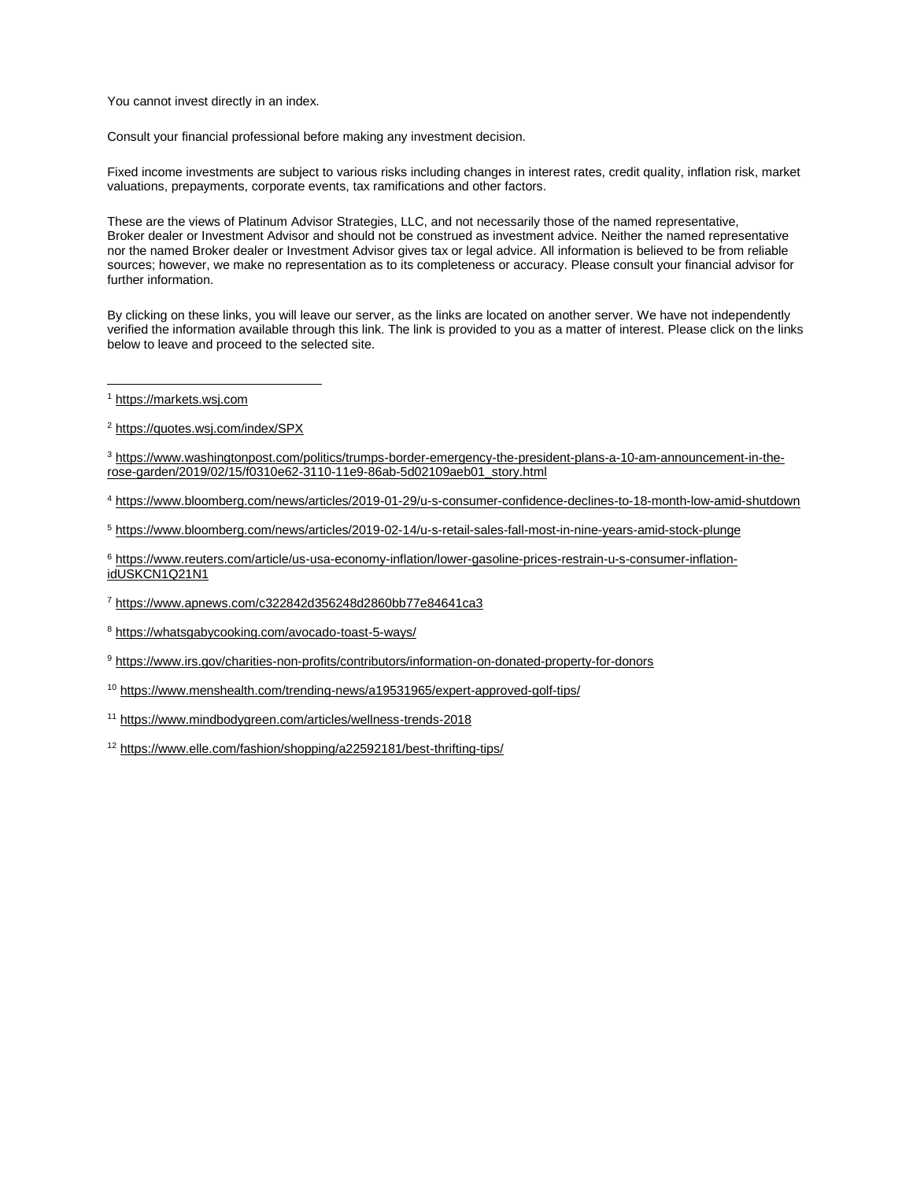You cannot invest directly in an index.

Consult your financial professional before making any investment decision.

Fixed income investments are subject to various risks including changes in interest rates, credit quality, inflation risk, market valuations, prepayments, corporate events, tax ramifications and other factors.

These are the views of Platinum Advisor Strategies, LLC, and not necessarily those of the named representative, Broker dealer or Investment Advisor and should not be construed as investment advice. Neither the named representative nor the named Broker dealer or Investment Advisor gives tax or legal advice. All information is believed to be from reliable sources; however, we make no representation as to its completeness or accuracy. Please consult your financial advisor for further information.

By clicking on these links, you will leave our server, as the links are located on another server. We have not independently verified the information available through this link. The link is provided to you as a matter of interest. Please click on the links below to leave and proceed to the selected site.

---

[1] https://markets.wsj.com

[2] https://quotes.wsj.com/index/SPX

[3] https://www.washingtonpost.com/politics/trumps-border-emergency-the-president-plans-a-10-am-announcement-in-the-rose-garden/2019/02/15/f0310e62-3110-11e9-86ab-5d02109aeb01_story.html

[4] https://www.bloomberg.com/news/articles/2019-01-29/u-s-consumer-confidence-declines-to-18-month-low-amid-shutdown

[5] https://www.bloomberg.com/news/articles/2019-02-14/u-s-retail-sales-fall-most-in-nine-years-amid-stock-plunge

[6] https://www.reuters.com/article/us-usa-economy-inflation/lower-gasoline-prices-restrain-u-s-consumer-inflation-idUSKCN1Q21N1

[7] https://www.apnews.com/c322842d356248d2860bb77e84641ca3

[8] https://whatsgabycooking.com/avocado-toast-5-ways/

[9] https://www.irs.gov/charities-non-profits/contributors/information-on-donated-property-for-donors

[10] https://www.menshealth.com/trending-news/a19531965/expert-approved-golf-tips/

[11] https://www.mindbodygreen.com/articles/wellness-trends-2018

[12] https://www.elle.com/fashion/shopping/a22592181/best-thrifting-tips/